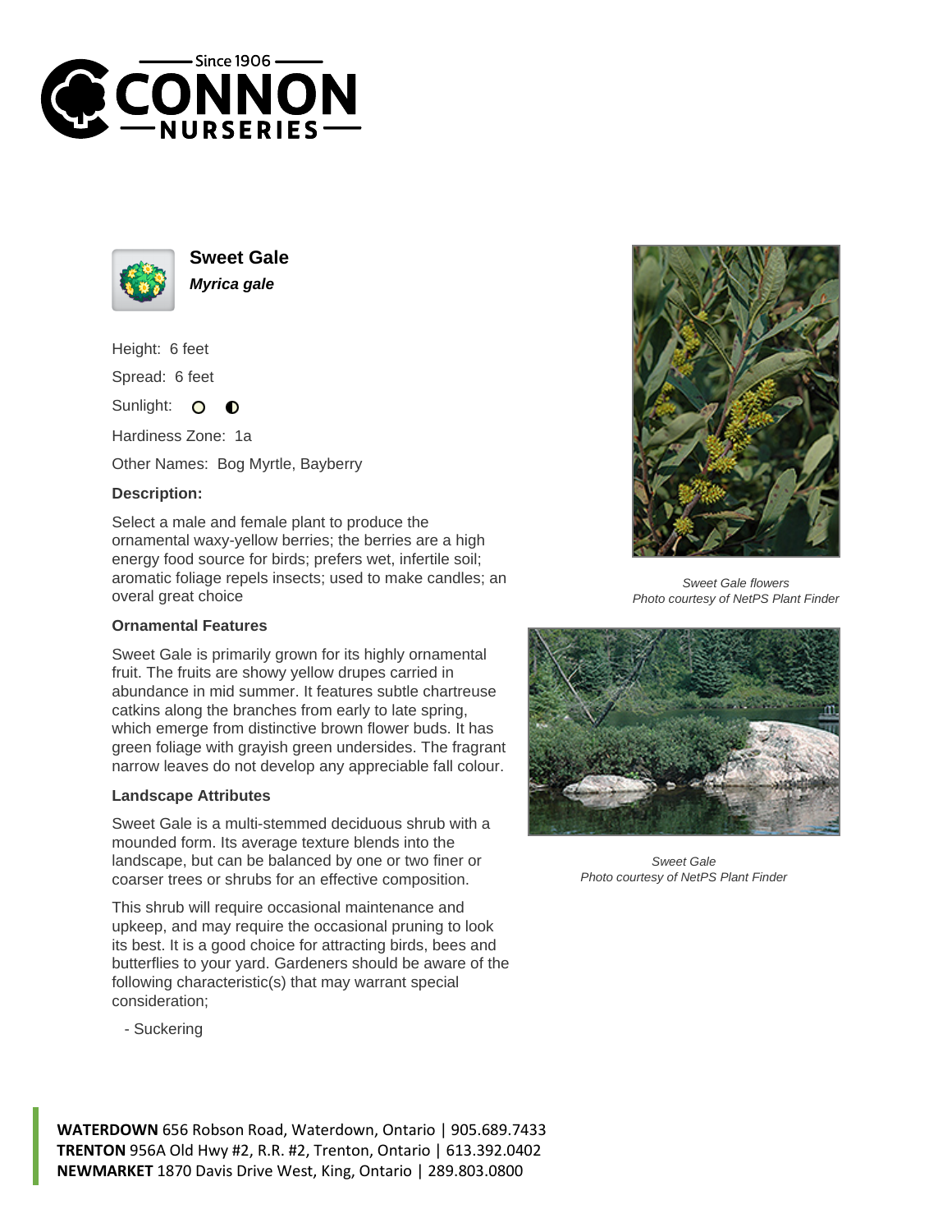# Sweet Gale

***Myrica gale***

Height: 6 feet

Spread: 6 feet

Sunlight:

Hardiness Zone: 1a

Other Names: Bog Myrtle, Bayberry

### Description:

Select a male and female plant to produce the ornamental waxy-yellow berries; the berries are a high energy food source for birds; prefers wet, infertile soil; aromatic foliage repels insects; used to make candles; an overal great choice

### Ornamental Features

Sweet Gale is primarily grown for its highly ornamental fruit. The fruits are showy yellow drupes carried in abundance in mid summer. It features subtle chartreuse catkins along the branches from early to late spring, which emerge from distinctive brown flower buds. It has green foliage with grayish green undersides. The fragrant narrow leaves do not develop any appreciable fall colour.

### Landscape Attributes

Sweet Gale is a multi-stemmed deciduous shrub with a mounded form. Its average texture blends into the landscape, but can be balanced by one or two finer or coarser trees or shrubs for an effective composition.

This shrub will require occasional maintenance and upkeep, and may require the occasional pruning to look its best. It is a good choice for attracting birds, bees and butterflies to your yard. Gardeners should be aware of the following characteristic(s) that may warrant special consideration;

- Suckering

*Sweet Gale flowers*
*Photo courtesy of NetPS Plant Finder*

*Sweet Gale*
*Photo courtesy of NetPS Plant Finder*

**WATERDOWN** 656 Robson Road, Waterdown, Ontario | 905.689.7433
**TRENTON** 956A Old Hwy #2, R.R. #2, Trenton, Ontario | 613.392.0402
**NEWMARKET** 1870 Davis Drive West, King, Ontario | 289.803.0800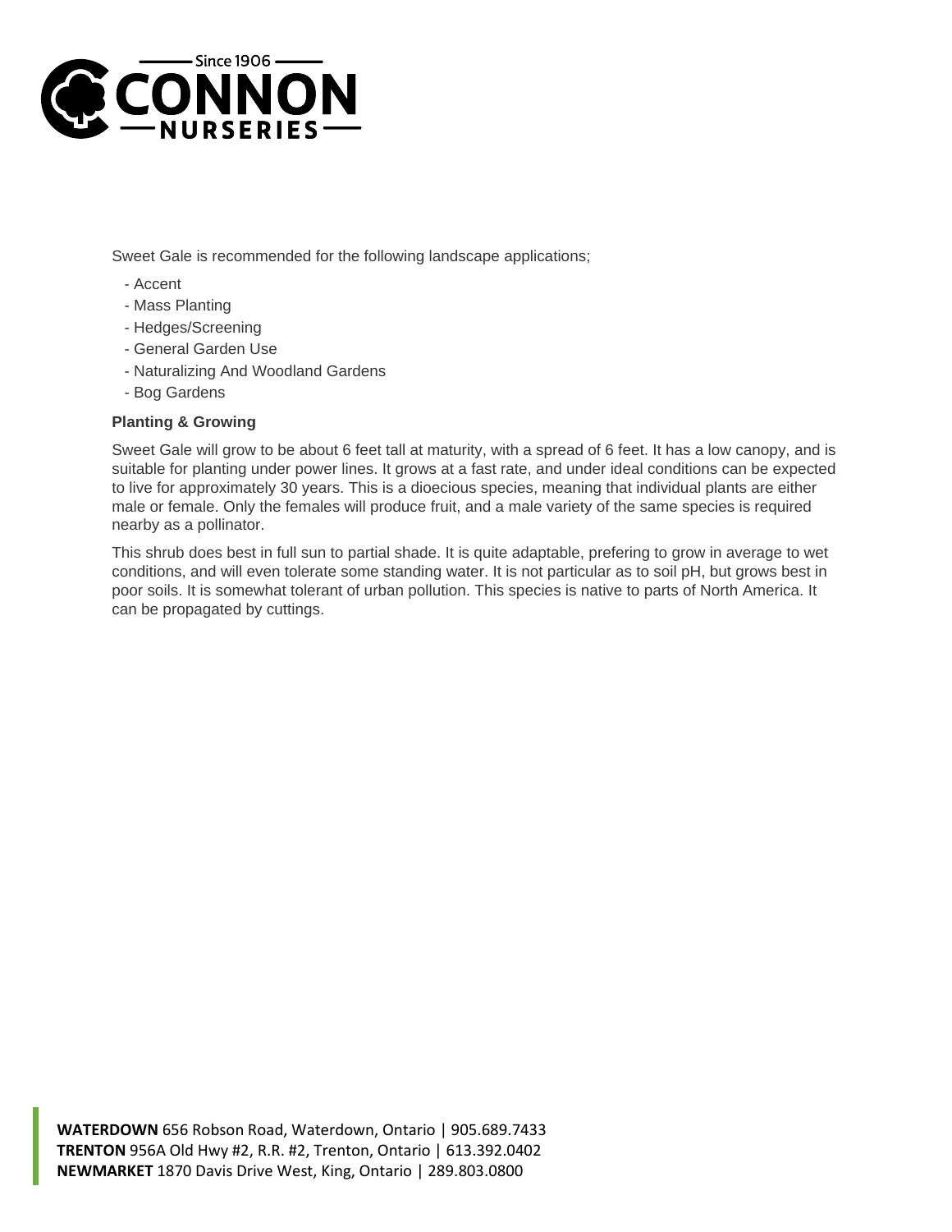Sweet Gale is recommended for the following landscape applications;

- Accent
- Mass Planting
- Hedges/Screening
- General Garden Use
- Naturalizing And Woodland Gardens
- Bog Gardens

**Planting & Growing**

Sweet Gale will grow to be about 6 feet tall at maturity, with a spread of 6 feet. It has a low canopy, and is suitable for planting under power lines. It grows at a fast rate, and under ideal conditions can be expected to live for approximately 30 years. This is a dioecious species, meaning that individual plants are either male or female. Only the females will produce fruit, and a male variety of the same species is required nearby as a pollinator.

This shrub does best in full sun to partial shade. It is quite adaptable, prefering to grow in average to wet conditions, and will even tolerate some standing water. It is not particular as to soil pH, but grows best in poor soils. It is somewhat tolerant of urban pollution. This species is native to parts of North America. It can be propagated by cuttings.